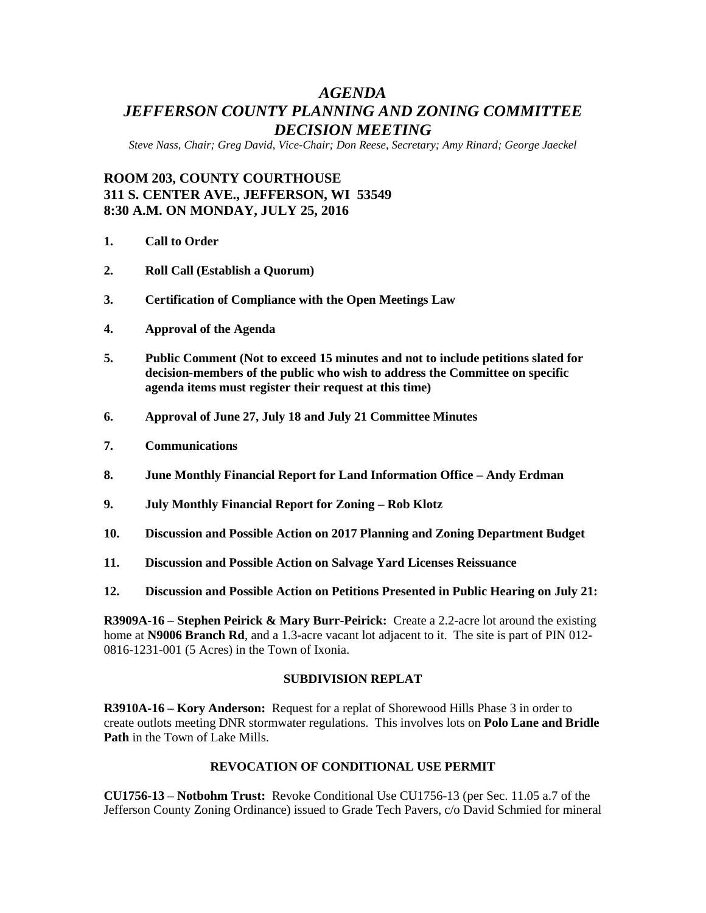# *AGENDA*
# *JEFFERSON COUNTY PLANNING AND ZONING COMMITTEE DECISION MEETING*

*Steve Nass, Chair; Greg David, Vice-Chair; Don Reese, Secretary; Amy Rinard; George Jaeckel*

**ROOM 203, COUNTY COURTHOUSE**
**311 S. CENTER AVE., JEFFERSON, WI 53549**
**8:30 A.M. ON MONDAY, JULY 25, 2016**

1. **Call to Order**
2. **Roll Call (Establish a Quorum)**
3. **Certification of Compliance with the Open Meetings Law**
4. **Approval of the Agenda**
5. **Public Comment (Not to exceed 15 minutes and not to include petitions slated for decision-members of the public who wish to address the Committee on specific agenda items must register their request at this time)**
6. **Approval of June 27, July 18 and July 21 Committee Minutes**
7. **Communications**
8. **June Monthly Financial Report for Land Information Office – Andy Erdman**
9. **July Monthly Financial Report for Zoning – Rob Klotz**
10. **Discussion and Possible Action on 2017 Planning and Zoning Department Budget**
11. **Discussion and Possible Action on Salvage Yard Licenses Reissuance**
12. **Discussion and Possible Action on Petitions Presented in Public Hearing on July 21:**

**R3909A-16 – Stephen Peirick & Mary Burr-Peirick:** Create a 2.2-acre lot around the existing home at **N9006 Branch Rd**, and a 1.3-acre vacant lot adjacent to it. The site is part of PIN 012-0816-1231-001 (5 Acres) in the Town of Ixonia.

### SUBDIVISION REPLAT

**R3910A-16 – Kory Anderson:** Request for a replat of Shorewood Hills Phase 3 in order to create outlots meeting DNR stormwater regulations. This involves lots on **Polo Lane and Bridle Path** in the Town of Lake Mills.

### REVOCATION OF CONDITIONAL USE PERMIT

**CU1756-13 – Notbohm Trust:** Revoke Conditional Use CU1756-13 (per Sec. 11.05 a.7 of the Jefferson County Zoning Ordinance) issued to Grade Tech Pavers, c/o David Schmied for mineral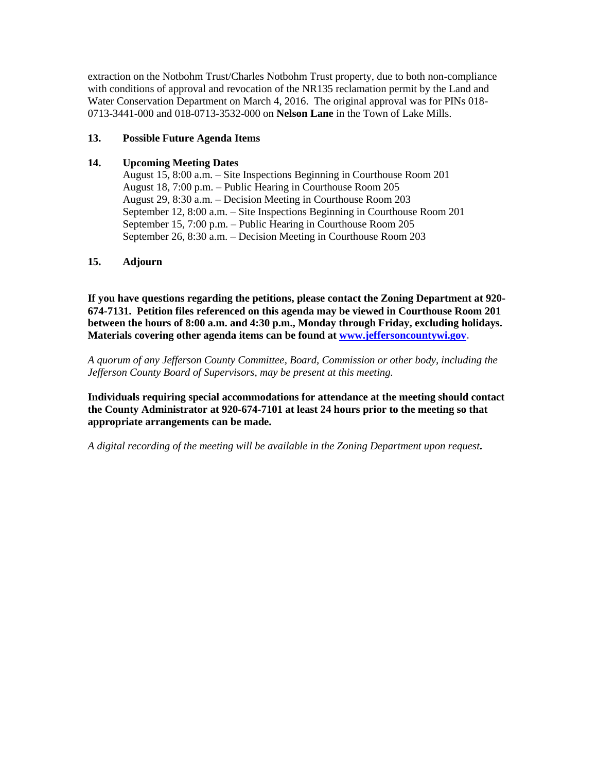extraction on the Notbohm Trust/Charles Notbohm Trust property, due to both non-compliance with conditions of approval and revocation of the NR135 reclamation permit by the Land and Water Conservation Department on March 4, 2016. The original approval was for PINs 018-0713-3441-000 and 018-0713-3532-000 on **Nelson Lane** in the Town of Lake Mills.

**13. Possible Future Agenda Items**

**14. Upcoming Meeting Dates**

August 15, 8:00 a.m. – Site Inspections Beginning in Courthouse Room 201
August 18, 7:00 p.m. – Public Hearing in Courthouse Room 205
August 29, 8:30 a.m. – Decision Meeting in Courthouse Room 203
September 12, 8:00 a.m. – Site Inspections Beginning in Courthouse Room 201
September 15, 7:00 p.m. – Public Hearing in Courthouse Room 205
September 26, 8:30 a.m. – Decision Meeting in Courthouse Room 203

**15. Adjourn**

**If you have questions regarding the petitions, please contact the Zoning Department at 920-674-7131. Petition files referenced on this agenda may be viewed in Courthouse Room 201 between the hours of 8:00 a.m. and 4:30 p.m., Monday through Friday, excluding holidays. Materials covering other agenda items can be found at www.jeffersoncountywi.gov.**

*A quorum of any Jefferson County Committee, Board, Commission or other body, including the Jefferson County Board of Supervisors, may be present at this meeting.*

**Individuals requiring special accommodations for attendance at the meeting should contact the County Administrator at 920-674-7101 at least 24 hours prior to the meeting so that appropriate arrangements can be made.**

*A digital recording of the meeting will be available in the Zoning Department upon request.*